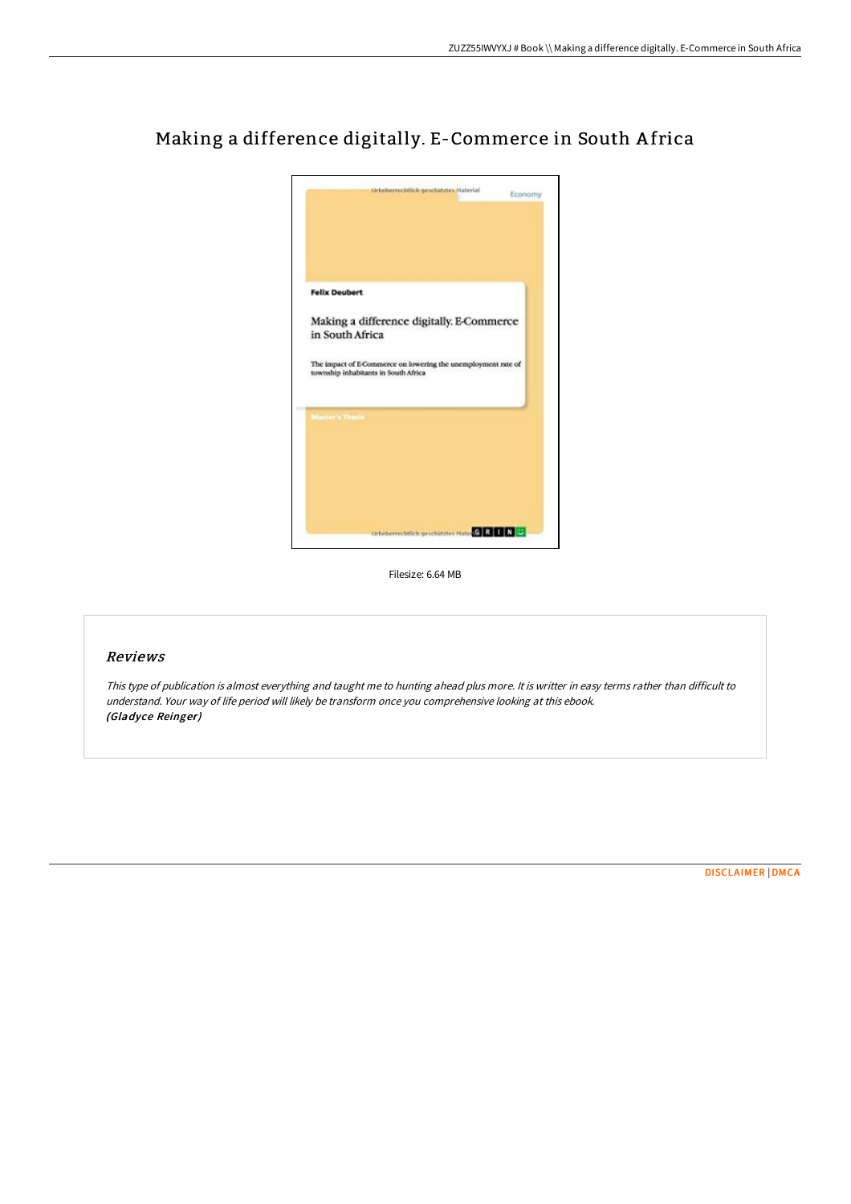# Making a difference digitally. E-Commerce in South Africa

Felix Deubert

Making a difference digitally. E-Commerce in South Africa

The impact of E-Commerce on lowering the unemployment rate of township inhabitants in South Africa

Master's Thesis

Filesize: 6.64 MB

## Reviews

*This type of publication is almost everything and taught me to hunting ahead plus more. It is writter in easy terms rather than difficult to understand. Your way of life period will likely be transform once you comprehensive looking at this ebook.*
***(Gladyce Reinger)***

DISCLAIMER | DMCA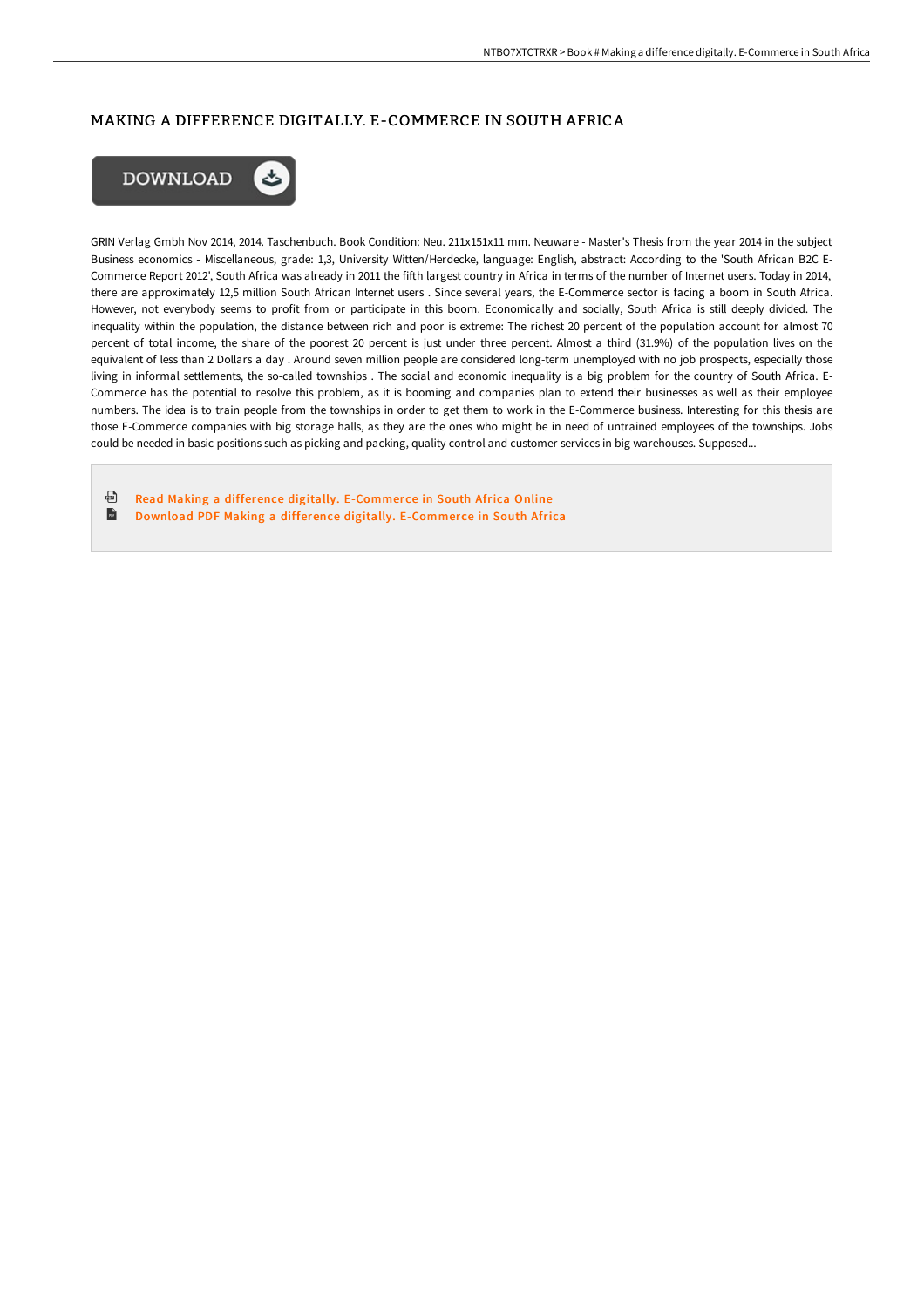## MAKING A DIFFERENCE DIGITALLY. E-COMMERCE IN SOUTH AFRICA

GRIN Verlag Gmbh Nov 2014, 2014. Taschenbuch. Book Condition: Neu. 211x151x11 mm. Neuware - Master's Thesis from the year 2014 in the subject Business economics - Miscellaneous, grade: 1,3, University Witten/Herdecke, language: English, abstract: According to the 'South African B2C E-Commerce Report 2012', South Africa was already in 2011 the fifth largest country in Africa in terms of the number of Internet users. Today in 2014, there are approximately 12,5 million South African Internet users . Since several years, the E-Commerce sector is facing a boom in South Africa. However, not everybody seems to profit from or participate in this boom. Economically and socially, South Africa is still deeply divided. The inequality within the population, the distance between rich and poor is extreme: The richest 20 percent of the population account for almost 70 percent of total income, the share of the poorest 20 percent is just under three percent. Almost a third (31.9%) of the population lives on the equivalent of less than 2 Dollars a day . Around seven million people are considered long-term unemployed with no job prospects, especially those living in informal settlements, the so-called townships . The social and economic inequality is a big problem for the country of South Africa. E-Commerce has the potential to resolve this problem, as it is booming and companies plan to extend their businesses as well as their employee numbers. The idea is to train people from the townships in order to get them to work in the E-Commerce business. Interesting for this thesis are those E-Commerce companies with big storage halls, as they are the ones who might be in need of untrained employees of the townships. Jobs could be needed in basic positions such as picking and packing, quality control and customer services in big warehouses. Supposed...

- Read Making a difference digitally. E-Commerce in South Africa Online
- Download PDF Making a difference digitally. E-Commerce in South Africa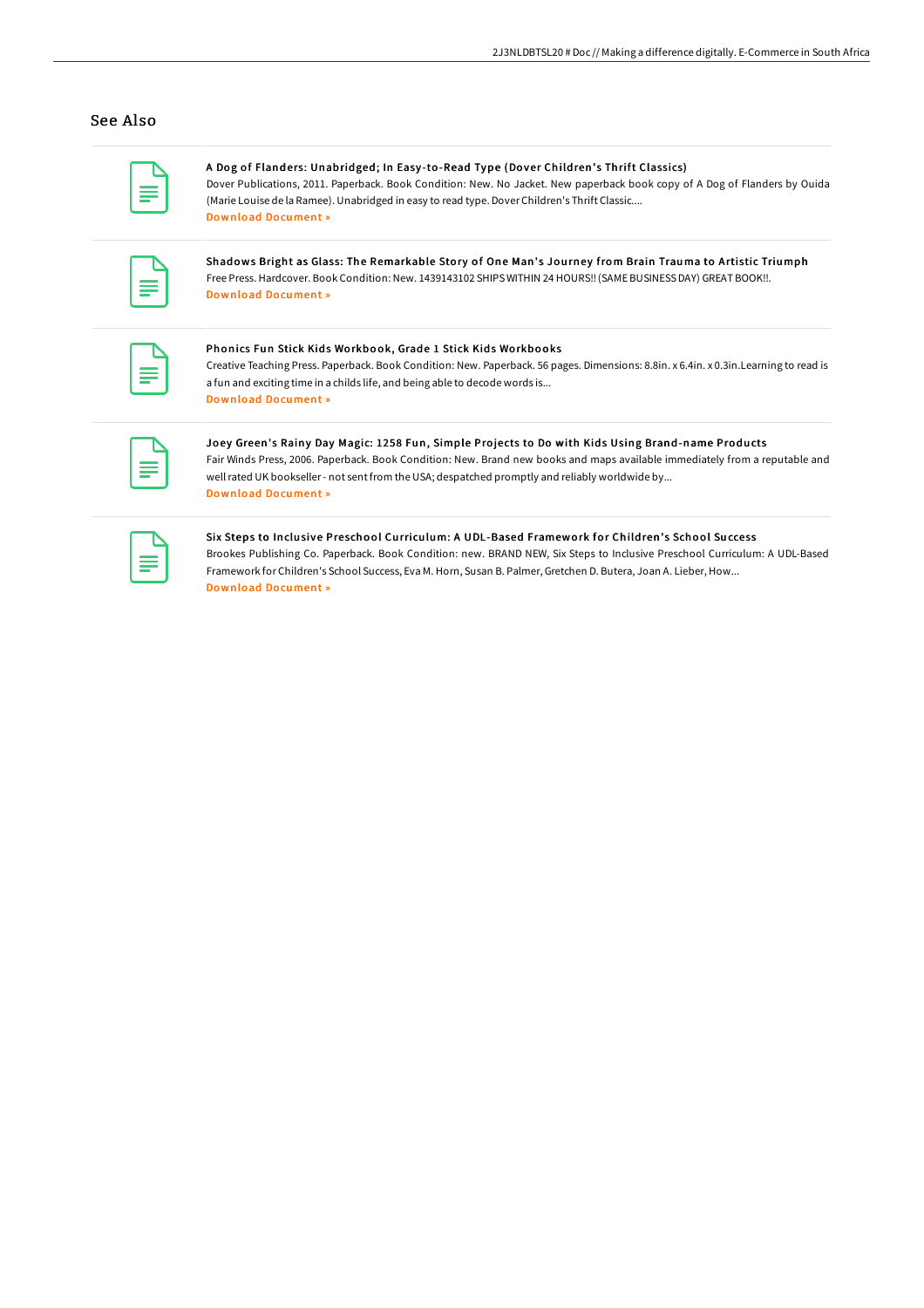## See Also

**A Dog of Flanders: Unabridged; In Easy-to-Read Type (Dover Children's Thrift Classics)**
Dover Publications, 2011. Paperback. Book Condition: New. No Jacket. New paperback book copy of A Dog of Flanders by Ouida (Marie Louise de la Ramee). Unabridged in easy to read type. Dover Children's Thrift Classic....
Download Document »

**Shadows Bright as Glass: The Remarkable Story of One Man's Journey from Brain Trauma to Artistic Triumph**
Free Press. Hardcover. Book Condition: New. 1439143102 SHIPS WITHIN 24 HOURS!! (SAME BUSINESS DAY) GREAT BOOK!!.
Download Document »

**Phonics Fun Stick Kids Workbook, Grade 1 Stick Kids Workbooks**
Creative Teaching Press. Paperback. Book Condition: New. Paperback. 56 pages. Dimensions: 8.8in. x 6.4in. x 0.3in.Learning to read is a fun and exciting time in a childs life, and being able to decode words is...
Download Document »

**Joey Green's Rainy Day Magic: 1258 Fun, Simple Projects to Do with Kids Using Brand-name Products**
Fair Winds Press, 2006. Paperback. Book Condition: New. Brand new books and maps available immediately from a reputable and well rated UK bookseller - not sent from the USA; despatched promptly and reliably worldwide by...
Download Document »

**Six Steps to Inclusive Preschool Curriculum: A UDL-Based Framework for Children's School Success**
Brookes Publishing Co. Paperback. Book Condition: new. BRAND NEW, Six Steps to Inclusive Preschool Curriculum: A UDL-Based Framework for Children's School Success, Eva M. Horn, Susan B. Palmer, Gretchen D. Butera, Joan A. Lieber, How...
Download Document »